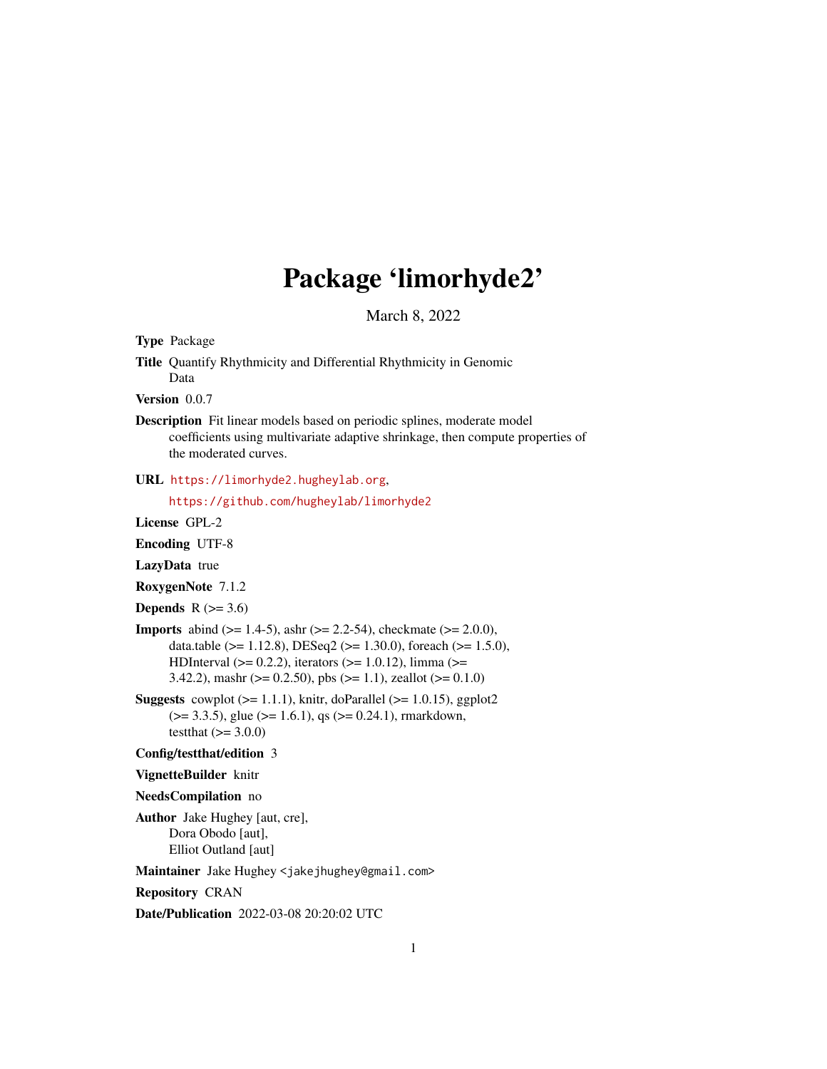# Package 'limorhyde2'

March 8, 2022

**Type** Package

**Title** Quantify Rhythmicity and Differential Rhythmicity in Genomic Data

**Version** 0.0.7

**Description** Fit linear models based on periodic splines, moderate model coefficients using multivariate adaptive shrinkage, then compute properties of the moderated curves.

**URL** https://limorhyde2.hugheylab.org, https://github.com/hugheylab/limorhyde2

**License** GPL-2

**Encoding** UTF-8

**LazyData** true

**RoxygenNote** 7.1.2

**Depends** R (>= 3.6)

**Imports** abind (>= 1.4-5), ashr (>= 2.2-54), checkmate (>= 2.0.0), data.table (>= 1.12.8), DESeq2 (>= 1.30.0), foreach (>= 1.5.0), HDInterval (>= 0.2.2), iterators (>= 1.0.12), limma (>= 3.42.2), mashr (>= 0.2.50), pbs (>= 1.1), zeallot (>= 0.1.0)

**Suggests** cowplot (>= 1.1.1), knitr, doParallel (>= 1.0.15), ggplot2 (>= 3.3.5), glue (>= 1.6.1), qs (>= 0.24.1), rmarkdown, testthat (>= 3.0.0)

**Config/testthat/edition** 3

**VignetteBuilder** knitr

**NeedsCompilation** no

**Author** Jake Hughey [aut, cre], Dora Obodo [aut], Elliot Outland [aut]

**Maintainer** Jake Hughey <jakejhughey@gmail.com>

**Repository** CRAN

**Date/Publication** 2022-03-08 20:20:02 UTC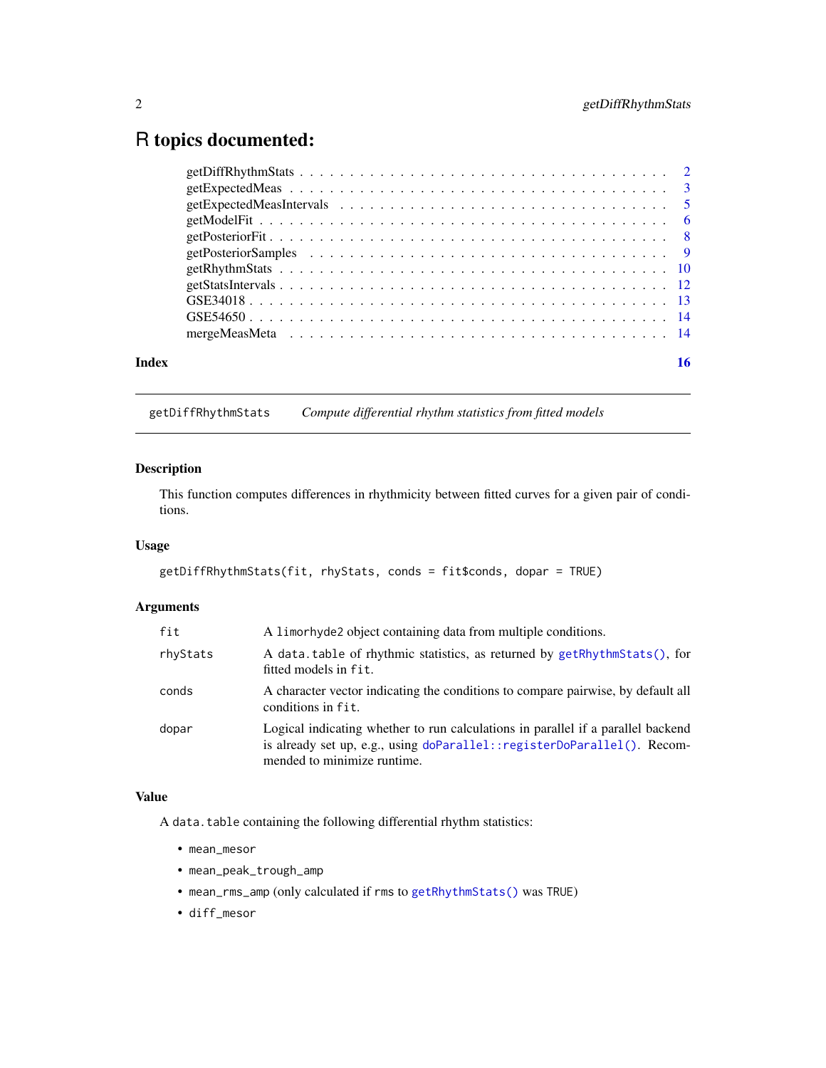# R topics documented:

- getDiffRhythmStats . . . . . . . . . . . . . . . . . . . . . . . . . . . . . . . . . . 2
- getExpectedMeas . . . . . . . . . . . . . . . . . . . . . . . . . . . . . . . . . . 3
- getExpectedMeasIntervals . . . . . . . . . . . . . . . . . . . . . . . . . . . . . . 5
- getModelFit . . . . . . . . . . . . . . . . . . . . . . . . . . . . . . . . . . 6
- getPosteriorFit . . . . . . . . . . . . . . . . . . . . . . . . . . . . . . . . . . 8
- getPosteriorSamples . . . . . . . . . . . . . . . . . . . . . . . . . . . . . . . . 9
- getRhythmStats . . . . . . . . . . . . . . . . . . . . . . . . . . . . . . . . . . 10
- getStatsIntervals . . . . . . . . . . . . . . . . . . . . . . . . . . . . . . . . . . 12
- GSE34018 . . . . . . . . . . . . . . . . . . . . . . . . . . . . . . . . . . 13
- GSE54650 . . . . . . . . . . . . . . . . . . . . . . . . . . . . . . . . . . 14
- mergeMeasMeta . . . . . . . . . . . . . . . . . . . . . . . . . . . . . . . . . . 14

**Index** **16**

---

`getDiffRhythmStats` *Compute differential rhythm statistics from fitted models*

---

### Description

This function computes differences in rhythmicity between fitted curves for a given pair of conditions.

### Usage

```
getDiffRhythmStats(fit, rhyStats, conds = fit$conds, dopar = TRUE)
```

### Arguments

| | |
|---|---|
| `fit` | A `limorhyde2` object containing data from multiple conditions. |
| `rhyStats` | A `data.table` of rhythmic statistics, as returned by `getRhythmStats()`, for fitted models in `fit`. |
| `conds` | A character vector indicating the conditions to compare pairwise, by default all conditions in `fit`. |
| `dopar` | Logical indicating whether to run calculations in parallel if a parallel backend is already set up, e.g., using `doParallel::registerDoParallel()`. Recommended to minimize runtime. |

### Value

A `data.table` containing the following differential rhythm statistics:

- `mean_mesor`
- `mean_peak_trough_amp`
- `mean_rms_amp` (only calculated if `rms` to `getRhythmStats()` was `TRUE`)
- `diff_mesor`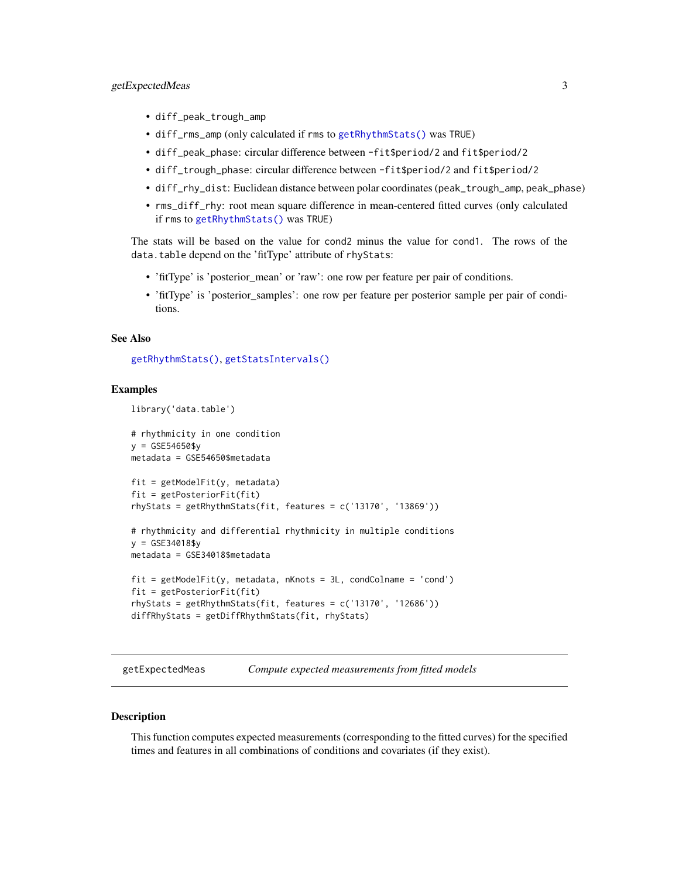- `diff_peak_trough_amp`
- `diff_rms_amp` (only calculated if `rms` to `getRhythmStats()` was TRUE)
- `diff_peak_phase`: circular difference between `-fit$period/2` and `fit$period/2`
- `diff_trough_phase`: circular difference between `-fit$period/2` and `fit$period/2`
- `diff_rhy_dist`: Euclidean distance between polar coordinates (`peak_trough_amp`, `peak_phase`)
- `rms_diff_rhy`: root mean square difference in mean-centered fitted curves (only calculated if `rms` to `getRhythmStats()` was TRUE)

The stats will be based on the value for `cond2` minus the value for `cond1`. The rows of the `data.table` depend on the 'fitType' attribute of `rhyStats`:

- 'fitType' is 'posterior_mean' or 'raw': one row per feature per pair of conditions.
- 'fitType' is 'posterior_samples': one row per feature per posterior sample per pair of conditions.

### See Also

`getRhythmStats()`, `getStatsIntervals()`

### Examples

```
library('data.table')

# rhythmicity in one condition
y = GSE54650$y
metadata = GSE54650$metadata

fit = getModelFit(y, metadata)
fit = getPosteriorFit(fit)
rhyStats = getRhythmStats(fit, features = c('13170', '13869'))

# rhythmicity and differential rhythmicity in multiple conditions
y = GSE34018$y
metadata = GSE34018$metadata

fit = getModelFit(y, metadata, nKnots = 3L, condColname = 'cond')
fit = getPosteriorFit(fit)
rhyStats = getRhythmStats(fit, features = c('13170', '12686'))
diffRhyStats = getDiffRhythmStats(fit, rhyStats)
```

## getExpectedMeas — *Compute expected measurements from fitted models*

### Description

This function computes expected measurements (corresponding to the fitted curves) for the specified times and features in all combinations of conditions and covariates (if they exist).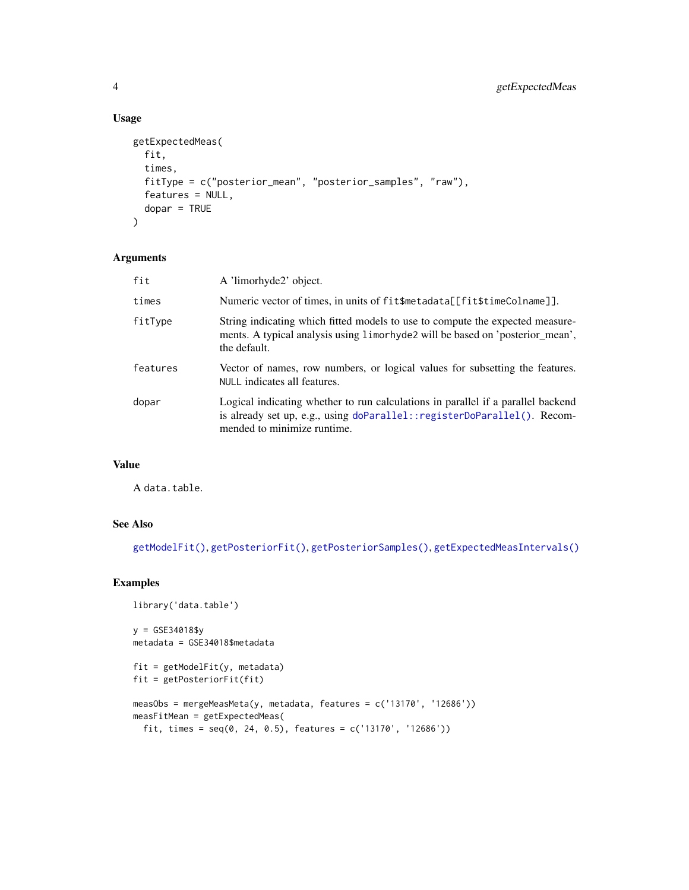## Usage

```
getExpectedMeas(
  fit,
  times,
  fitType = c("posterior_mean", "posterior_samples", "raw"),
  features = NULL,
  dopar = TRUE
)
```

## Arguments

| | |
|---|---|
| `fit` | A 'limorhyde2' object. |
| `times` | Numeric vector of times, in units of `fit$metadata[[fit$timeColname]]`. |
| `fitType` | String indicating which fitted models to use to compute the expected measurements. A typical analysis using `limorhyde2` will be based on 'posterior_mean', the default. |
| `features` | Vector of names, row numbers, or logical values for subsetting the features. `NULL` indicates all features. |
| `dopar` | Logical indicating whether to run calculations in parallel if a parallel backend is already set up, e.g., using `doParallel::registerDoParallel()`. Recommended to minimize runtime. |

## Value

A `data.table`.

## See Also

`getModelFit()`, `getPosteriorFit()`, `getPosteriorSamples()`, `getExpectedMeasIntervals()`

## Examples

```
library('data.table')

y = GSE34018$y
metadata = GSE34018$metadata

fit = getModelFit(y, metadata)
fit = getPosteriorFit(fit)

measObs = mergeMeasMeta(y, metadata, features = c('13170', '12686'))
measFitMean = getExpectedMeas(
  fit, times = seq(0, 24, 0.5), features = c('13170', '12686'))
```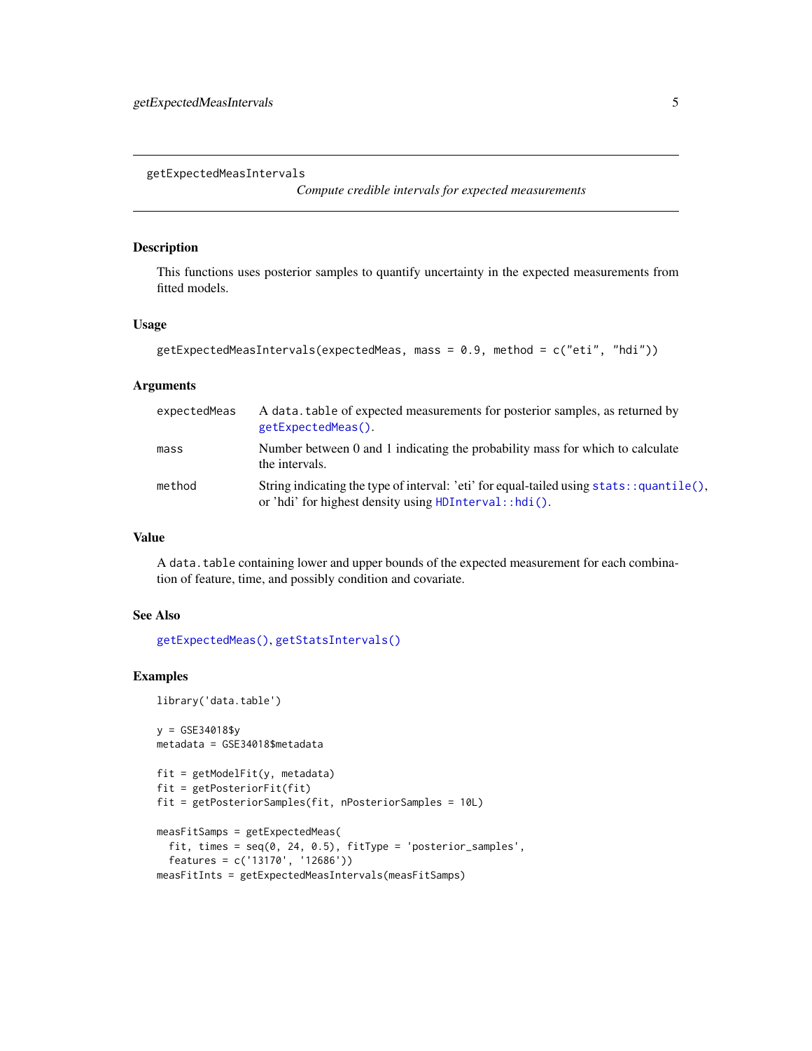# getExpectedMeasIntervals

*Compute credible intervals for expected measurements*

## Description

This functions uses posterior samples to quantify uncertainty in the expected measurements from fitted models.

## Usage

```
getExpectedMeasIntervals(expectedMeas, mass = 0.9, method = c("eti", "hdi"))
```

## Arguments

| Argument | Description |
|---|---|
| `expectedMeas` | A `data.table` of expected measurements for posterior samples, as returned by `getExpectedMeas()`. |
| `mass` | Number between 0 and 1 indicating the probability mass for which to calculate the intervals. |
| `method` | String indicating the type of interval: 'eti' for equal-tailed using `stats::quantile()`, or 'hdi' for highest density using `HDInterval::hdi()`. |

## Value

A `data.table` containing lower and upper bounds of the expected measurement for each combination of feature, time, and possibly condition and covariate.

## See Also

`getExpectedMeas()`, `getStatsIntervals()`

## Examples

```
library('data.table')

y = GSE34018$y
metadata = GSE34018$metadata

fit = getModelFit(y, metadata)
fit = getPosteriorFit(fit)
fit = getPosteriorSamples(fit, nPosteriorSamples = 10L)

measFitSamps = getExpectedMeas(
  fit, times = seq(0, 24, 0.5), fitType = 'posterior_samples',
  features = c('13170', '12686'))
measFitInts = getExpectedMeasIntervals(measFitSamps)
```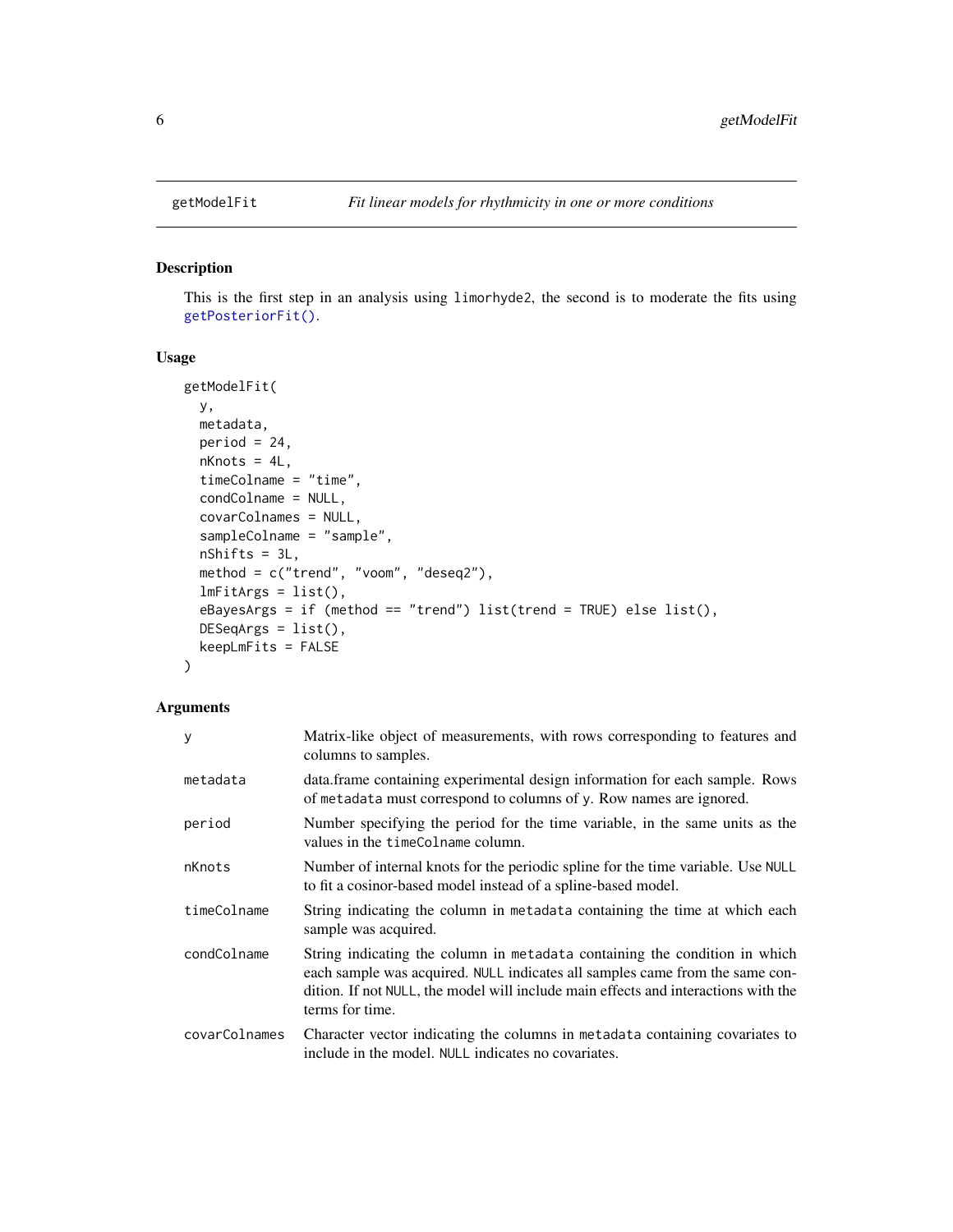## getModelFit — *Fit linear models for rhythmicity in one or more conditions*

### Description

This is the first step in an analysis using `limorhyde2`, the second is to moderate the fits using `getPosteriorFit()`.

### Usage

```
getModelFit(
  y,
  metadata,
  period = 24,
  nKnots = 4L,
  timeColname = "time",
  condColname = NULL,
  covarColnames = NULL,
  sampleColname = "sample",
  nShifts = 3L,
  method = c("trend", "voom", "deseq2"),
  lmFitArgs = list(),
  eBayesArgs = if (method == "trend") list(trend = TRUE) else list(),
  DESeqArgs = list(),
  keepLmFits = FALSE
)
```

### Arguments

| Argument | Description |
|---|---|
| `y` | Matrix-like object of measurements, with rows corresponding to features and columns to samples. |
| `metadata` | data.frame containing experimental design information for each sample. Rows of `metadata` must correspond to columns of `y`. Row names are ignored. |
| `period` | Number specifying the period for the time variable, in the same units as the values in the `timeColname` column. |
| `nKnots` | Number of internal knots for the periodic spline for the time variable. Use `NULL` to fit a cosinor-based model instead of a spline-based model. |
| `timeColname` | String indicating the column in `metadata` containing the time at which each sample was acquired. |
| `condColname` | String indicating the column in `metadata` containing the condition in which each sample was acquired. `NULL` indicates all samples came from the same condition. If not `NULL`, the model will include main effects and interactions with the terms for time. |
| `covarColnames` | Character vector indicating the columns in `metadata` containing covariates to include in the model. `NULL` indicates no covariates. |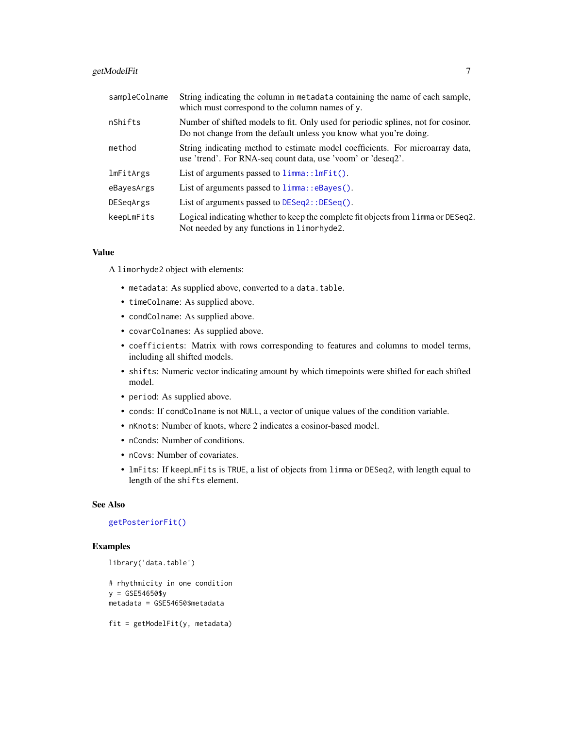| | |
|---|---|
| sampleColname | String indicating the column in metadata containing the name of each sample, which must correspond to the column names of y. |
| nShifts | Number of shifted models to fit. Only used for periodic splines, not for cosinor. Do not change from the default unless you know what you're doing. |
| method | String indicating method to estimate model coefficients. For microarray data, use 'trend'. For RNA-seq count data, use 'voom' or 'deseq2'. |
| lmFitArgs | List of arguments passed to limma::lmFit(). |
| eBayesArgs | List of arguments passed to limma::eBayes(). |
| DESeqArgs | List of arguments passed to DESeq2::DESeq(). |
| keepLmFits | Logical indicating whether to keep the complete fit objects from limma or DESeq2. Not needed by any functions in limorhyde2. |

### Value

A limorhyde2 object with elements:

- metadata: As supplied above, converted to a data.table.
- timeColname: As supplied above.
- condColname: As supplied above.
- covarColnames: As supplied above.
- coefficients: Matrix with rows corresponding to features and columns to model terms, including all shifted models.
- shifts: Numeric vector indicating amount by which timepoints were shifted for each shifted model.
- period: As supplied above.
- conds: If condColname is not NULL, a vector of unique values of the condition variable.
- nKnots: Number of knots, where 2 indicates a cosinor-based model.
- nConds: Number of conditions.
- nCovs: Number of covariates.
- lmFits: If keepLmFits is TRUE, a list of objects from limma or DESeq2, with length equal to length of the shifts element.

### See Also

getPosteriorFit()

### Examples

```
library('data.table')

# rhythmicity in one condition
y = GSE54650$y
metadata = GSE54650$metadata

fit = getModelFit(y, metadata)
```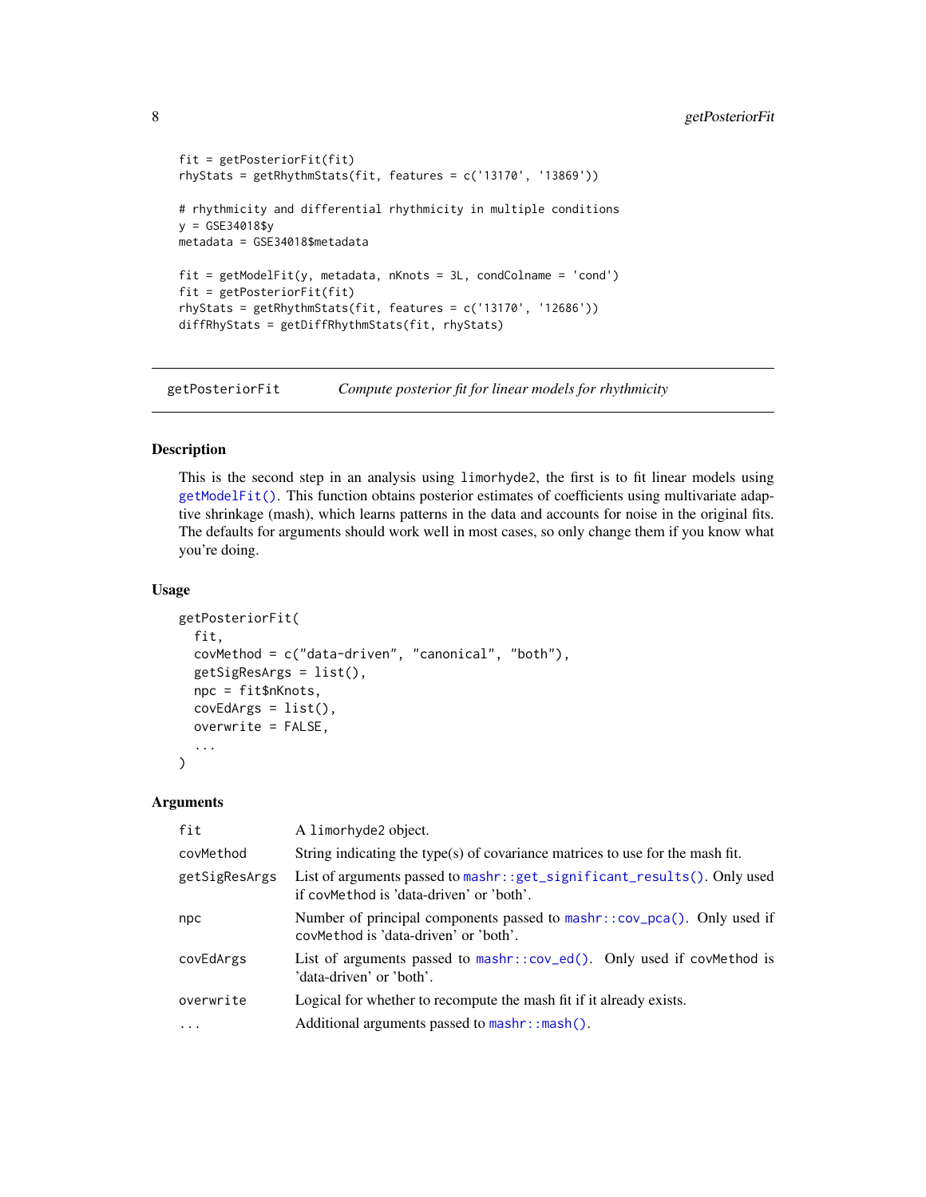```
fit = getPosteriorFit(fit)
rhyStats = getRhythmStats(fit, features = c('13170', '13869'))

# rhythmicity and differential rhythmicity in multiple conditions
y = GSE34018$y
metadata = GSE34018$metadata

fit = getModelFit(y, metadata, nKnots = 3L, condColname = 'cond')
fit = getPosteriorFit(fit)
rhyStats = getRhythmStats(fit, features = c('13170', '12686'))
diffRhyStats = getDiffRhythmStats(fit, rhyStats)
```

---

## getPosteriorFit — *Compute posterior fit for linear models for rhythmicity*

### Description

This is the second step in an analysis using `limorhyde2`, the first is to fit linear models using `getModelFit()`. This function obtains posterior estimates of coefficients using multivariate adaptive shrinkage (mash), which learns patterns in the data and accounts for noise in the original fits. The defaults for arguments should work well in most cases, so only change them if you know what you're doing.

### Usage

```
getPosteriorFit(
  fit,
  covMethod = c("data-driven", "canonical", "both"),
  getSigResArgs = list(),
  npc = fit$nKnots,
  covEdArgs = list(),
  overwrite = FALSE,
  ...
)
```

### Arguments

| | |
|---|---|
| `fit` | A `limorhyde2` object. |
| `covMethod` | String indicating the type(s) of covariance matrices to use for the mash fit. |
| `getSigResArgs` | List of arguments passed to `mashr::get_significant_results()`. Only used if `covMethod` is 'data-driven' or 'both'. |
| `npc` | Number of principal components passed to `mashr::cov_pca()`. Only used if `covMethod` is 'data-driven' or 'both'. |
| `covEdArgs` | List of arguments passed to `mashr::cov_ed()`. Only used if `covMethod` is 'data-driven' or 'both'. |
| `overwrite` | Logical for whether to recompute the mash fit if it already exists. |
| `...` | Additional arguments passed to `mashr::mash()`. |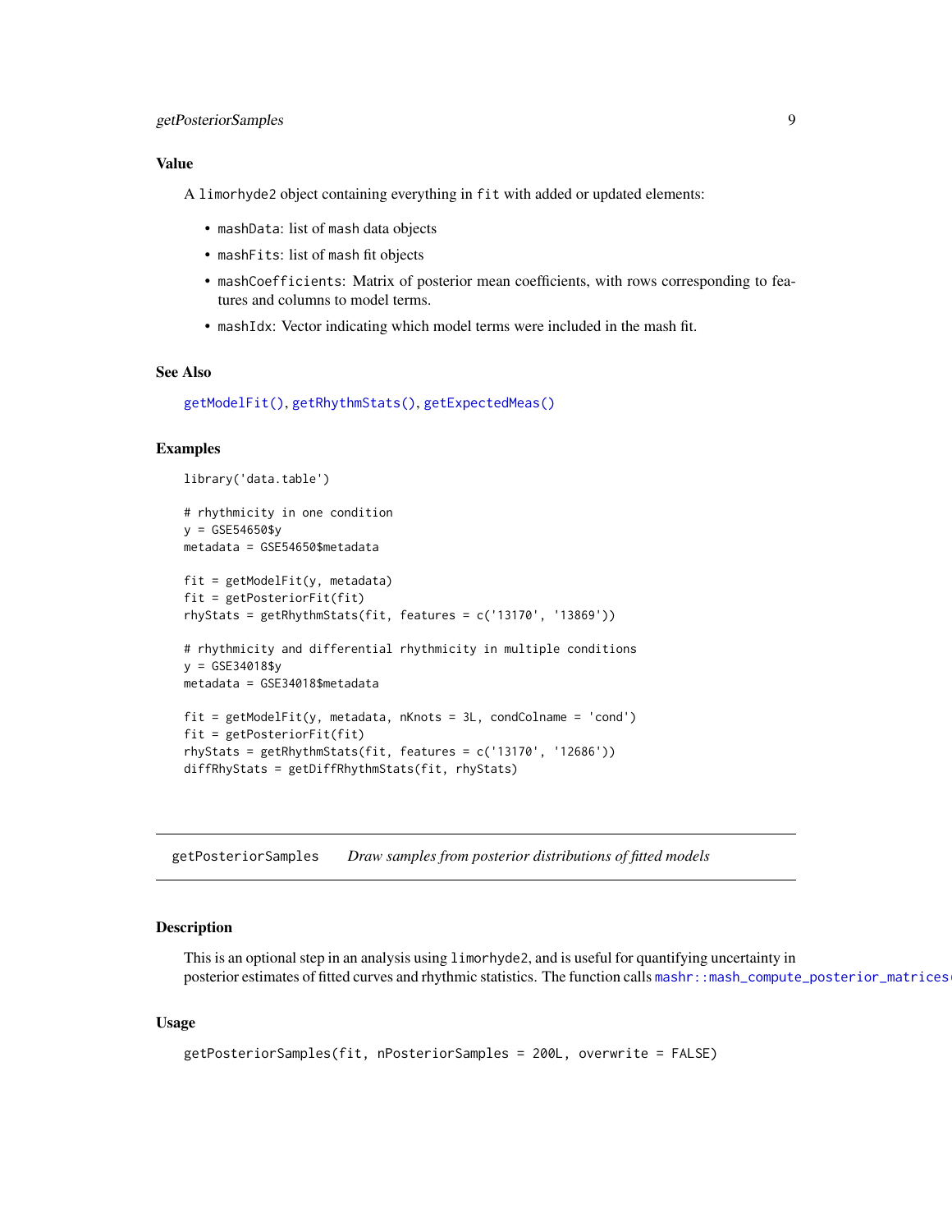### Value

A `limorhyde2` object containing everything in `fit` with added or updated elements:

- `mashData`: list of `mash` data objects
- `mashFits`: list of `mash` fit objects
- `mashCoefficients`: Matrix of posterior mean coefficients, with rows corresponding to features and columns to model terms.
- `mashIdx`: Vector indicating which model terms were included in the mash fit.

### See Also

`getModelFit()`, `getRhythmStats()`, `getExpectedMeas()`

### Examples

```
library('data.table')

# rhythmicity in one condition
y = GSE54650$y
metadata = GSE54650$metadata

fit = getModelFit(y, metadata)
fit = getPosteriorFit(fit)
rhyStats = getRhythmStats(fit, features = c('13170', '13869'))

# rhythmicity and differential rhythmicity in multiple conditions
y = GSE34018$y
metadata = GSE34018$metadata

fit = getModelFit(y, metadata, nKnots = 3L, condColname = 'cond')
fit = getPosteriorFit(fit)
rhyStats = getRhythmStats(fit, features = c('13170', '12686'))
diffRhyStats = getDiffRhythmStats(fit, rhyStats)
```

---

## getPosteriorSamples — *Draw samples from posterior distributions of fitted models*

### Description

This is an optional step in an analysis using `limorhyde2`, and is useful for quantifying uncertainty in posterior estimates of fitted curves and rhythmic statistics. The function calls `mashr::mash_compute_posterior_matrices(`

### Usage

```
getPosteriorSamples(fit, nPosteriorSamples = 200L, overwrite = FALSE)
```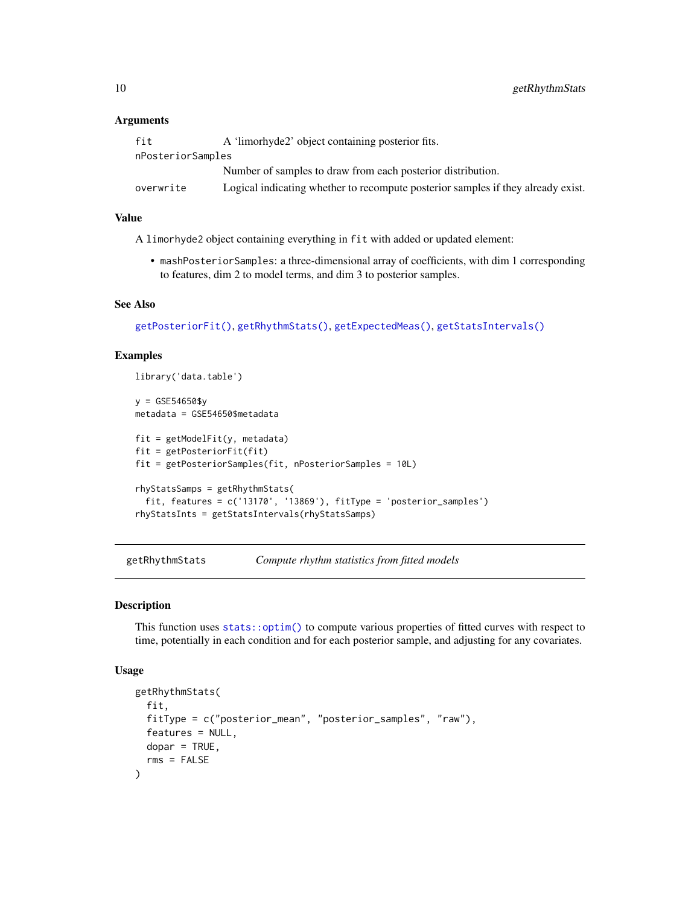### Arguments

| | |
|---|---|
| `fit` | A 'limorhyde2' object containing posterior fits. |
| `nPosteriorSamples` | Number of samples to draw from each posterior distribution. |
| `overwrite` | Logical indicating whether to recompute posterior samples if they already exist. |

### Value

A `limorhyde2` object containing everything in `fit` with added or updated element:

- `mashPosteriorSamples`: a three-dimensional array of coefficients, with dim 1 corresponding to features, dim 2 to model terms, and dim 3 to posterior samples.

### See Also

`getPosteriorFit()`, `getRhythmStats()`, `getExpectedMeas()`, `getStatsIntervals()`

### Examples

```
library('data.table')

y = GSE54650$y
metadata = GSE54650$metadata

fit = getModelFit(y, metadata)
fit = getPosteriorFit(fit)
fit = getPosteriorSamples(fit, nPosteriorSamples = 10L)

rhyStatsSamps = getRhythmStats(
  fit, features = c('13170', '13869'), fitType = 'posterior_samples')
rhyStatsInts = getStatsIntervals(rhyStatsSamps)
```

---

## getRhythmStats — *Compute rhythm statistics from fitted models*

### Description

This function uses `stats::optim()` to compute various properties of fitted curves with respect to time, potentially in each condition and for each posterior sample, and adjusting for any covariates.

### Usage

```
getRhythmStats(
  fit,
  fitType = c("posterior_mean", "posterior_samples", "raw"),
  features = NULL,
  dopar = TRUE,
  rms = FALSE
)
```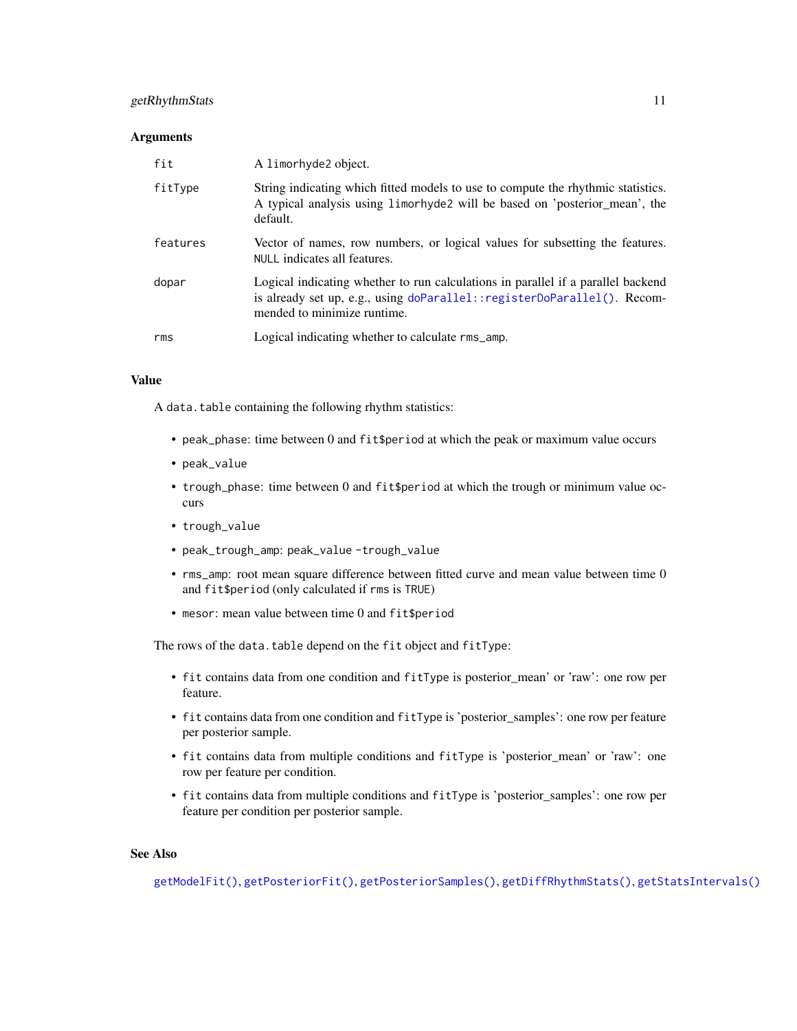### Arguments

| | |
|---|---|
| `fit` | A `limorhyde2` object. |
| `fitType` | String indicating which fitted models to use to compute the rhythmic statistics. A typical analysis using `limorhyde2` will be based on 'posterior_mean', the default. |
| `features` | Vector of names, row numbers, or logical values for subsetting the features. `NULL` indicates all features. |
| `dopar` | Logical indicating whether to run calculations in parallel if a parallel backend is already set up, e.g., using `doParallel::registerDoParallel()`. Recommended to minimize runtime. |
| `rms` | Logical indicating whether to calculate `rms_amp`. |

### Value

A `data.table` containing the following rhythm statistics:

- `peak_phase`: time between 0 and `fit$period` at which the peak or maximum value occurs
- `peak_value`
- `trough_phase`: time between 0 and `fit$period` at which the trough or minimum value occurs
- `trough_value`
- `peak_trough_amp`: `peak_value` - `trough_value`
- `rms_amp`: root mean square difference between fitted curve and mean value between time 0 and `fit$period` (only calculated if `rms` is `TRUE`)
- `mesor`: mean value between time 0 and `fit$period`

The rows of the `data.table` depend on the `fit` object and `fitType`:

- `fit` contains data from one condition and `fitType` is posterior_mean' or 'raw': one row per feature.
- `fit` contains data from one condition and `fitType` is 'posterior_samples': one row per feature per posterior sample.
- `fit` contains data from multiple conditions and `fitType` is 'posterior_mean' or 'raw': one row per feature per condition.
- `fit` contains data from multiple conditions and `fitType` is 'posterior_samples': one row per feature per condition per posterior sample.

### See Also

`getModelFit()`, `getPosteriorFit()`, `getPosteriorSamples()`, `getDiffRhythmStats()`, `getStatsIntervals()`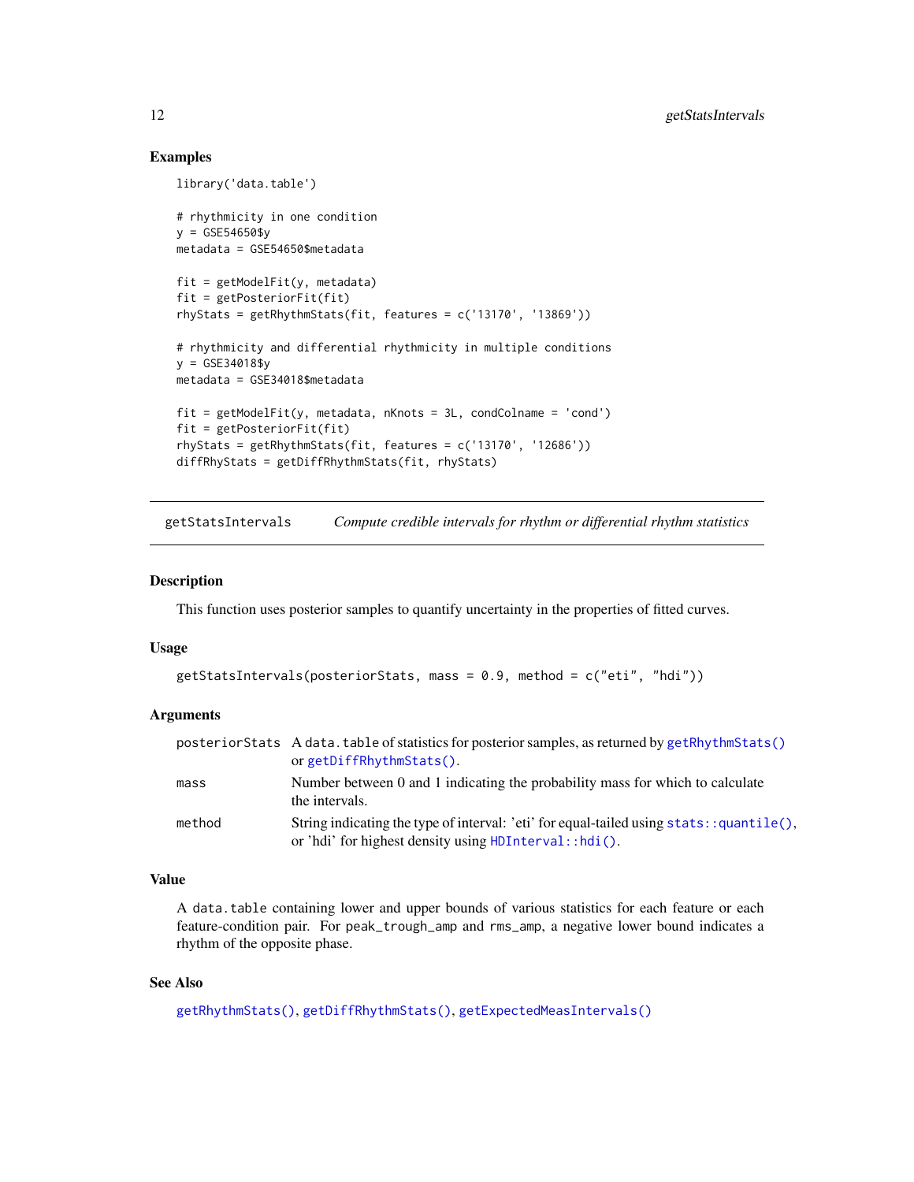## Examples

```
library('data.table')

# rhythmicity in one condition
y = GSE54650$y
metadata = GSE54650$metadata

fit = getModelFit(y, metadata)
fit = getPosteriorFit(fit)
rhyStats = getRhythmStats(fit, features = c('13170', '13869'))

# rhythmicity and differential rhythmicity in multiple conditions
y = GSE34018$y
metadata = GSE34018$metadata

fit = getModelFit(y, metadata, nKnots = 3L, condColname = 'cond')
fit = getPosteriorFit(fit)
rhyStats = getRhythmStats(fit, features = c('13170', '12686'))
diffRhyStats = getDiffRhythmStats(fit, rhyStats)
```

---

# getStatsIntervals — *Compute credible intervals for rhythm or differential rhythm statistics*

---

## Description

This function uses posterior samples to quantify uncertainty in the properties of fitted curves.

## Usage

```
getStatsIntervals(posteriorStats, mass = 0.9, method = c("eti", "hdi"))
```

## Arguments

| | |
|---|---|
| `posteriorStats` | A `data.table` of statistics for posterior samples, as returned by `getRhythmStats()` or `getDiffRhythmStats()`. |
| `mass` | Number between 0 and 1 indicating the probability mass for which to calculate the intervals. |
| `method` | String indicating the type of interval: 'eti' for equal-tailed using `stats::quantile()`, or 'hdi' for highest density using `HDInterval::hdi()`. |

## Value

A `data.table` containing lower and upper bounds of various statistics for each feature or each feature-condition pair. For `peak_trough_amp` and `rms_amp`, a negative lower bound indicates a rhythm of the opposite phase.

## See Also

`getRhythmStats()`, `getDiffRhythmStats()`, `getExpectedMeasIntervals()`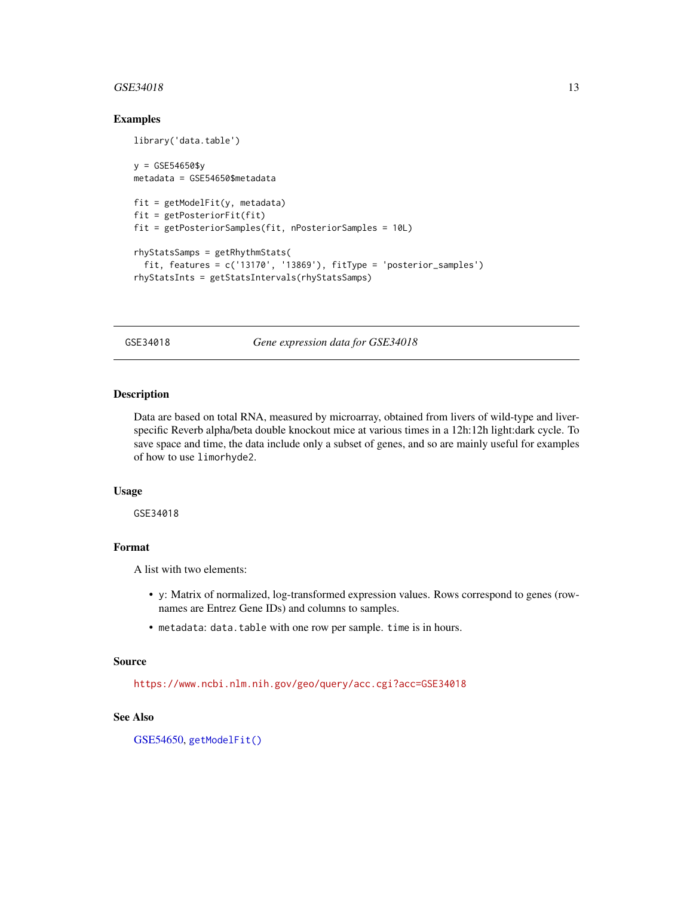### Examples

```
library('data.table')

y = GSE54650$y
metadata = GSE54650$metadata

fit = getModelFit(y, metadata)
fit = getPosteriorFit(fit)
fit = getPosteriorSamples(fit, nPosteriorSamples = 10L)

rhyStatsSamps = getRhythmStats(
  fit, features = c('13170', '13869'), fitType = 'posterior_samples')
rhyStatsInts = getStatsIntervals(rhyStatsSamps)
```

---

## GSE34018 *Gene expression data for GSE34018*

---

### Description

Data are based on total RNA, measured by microarray, obtained from livers of wild-type and liver-specific Reverb alpha/beta double knockout mice at various times in a 12h:12h light:dark cycle. To save space and time, the data include only a subset of genes, and so are mainly useful for examples of how to use `limorhyde2`.

### Usage

```
GSE34018
```

### Format

A list with two elements:

- `y`: Matrix of normalized, log-transformed expression values. Rows correspond to genes (rownames are Entrez Gene IDs) and columns to samples.
- `metadata`: `data.table` with one row per sample. `time` is in hours.

### Source

https://www.ncbi.nlm.nih.gov/geo/query/acc.cgi?acc=GSE34018

### See Also

GSE54650, `getModelFit()`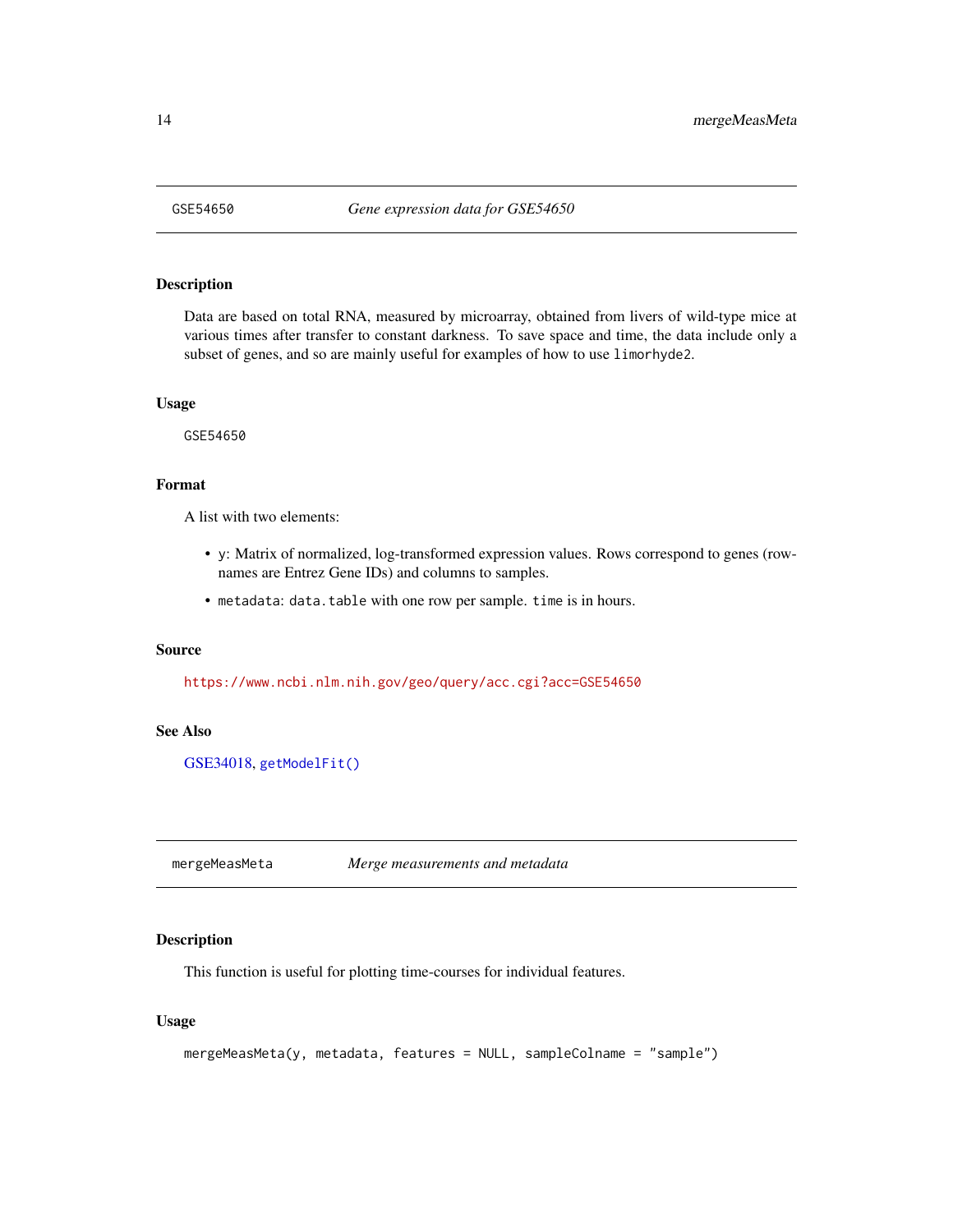## GSE54650 — *Gene expression data for GSE54650*

### Description

Data are based on total RNA, measured by microarray, obtained from livers of wild-type mice at various times after transfer to constant darkness. To save space and time, the data include only a subset of genes, and so are mainly useful for examples of how to use `limorhyde2`.

### Usage

```
GSE54650
```

### Format

A list with two elements:

- `y`: Matrix of normalized, log-transformed expression values. Rows correspond to genes (rownames are Entrez Gene IDs) and columns to samples.
- `metadata`: `data.table` with one row per sample. `time` is in hours.

### Source

https://www.ncbi.nlm.nih.gov/geo/query/acc.cgi?acc=GSE54650

### See Also

GSE34018, `getModelFit()`

## mergeMeasMeta — *Merge measurements and metadata*

### Description

This function is useful for plotting time-courses for individual features.

### Usage

```
mergeMeasMeta(y, metadata, features = NULL, sampleColname = "sample")
```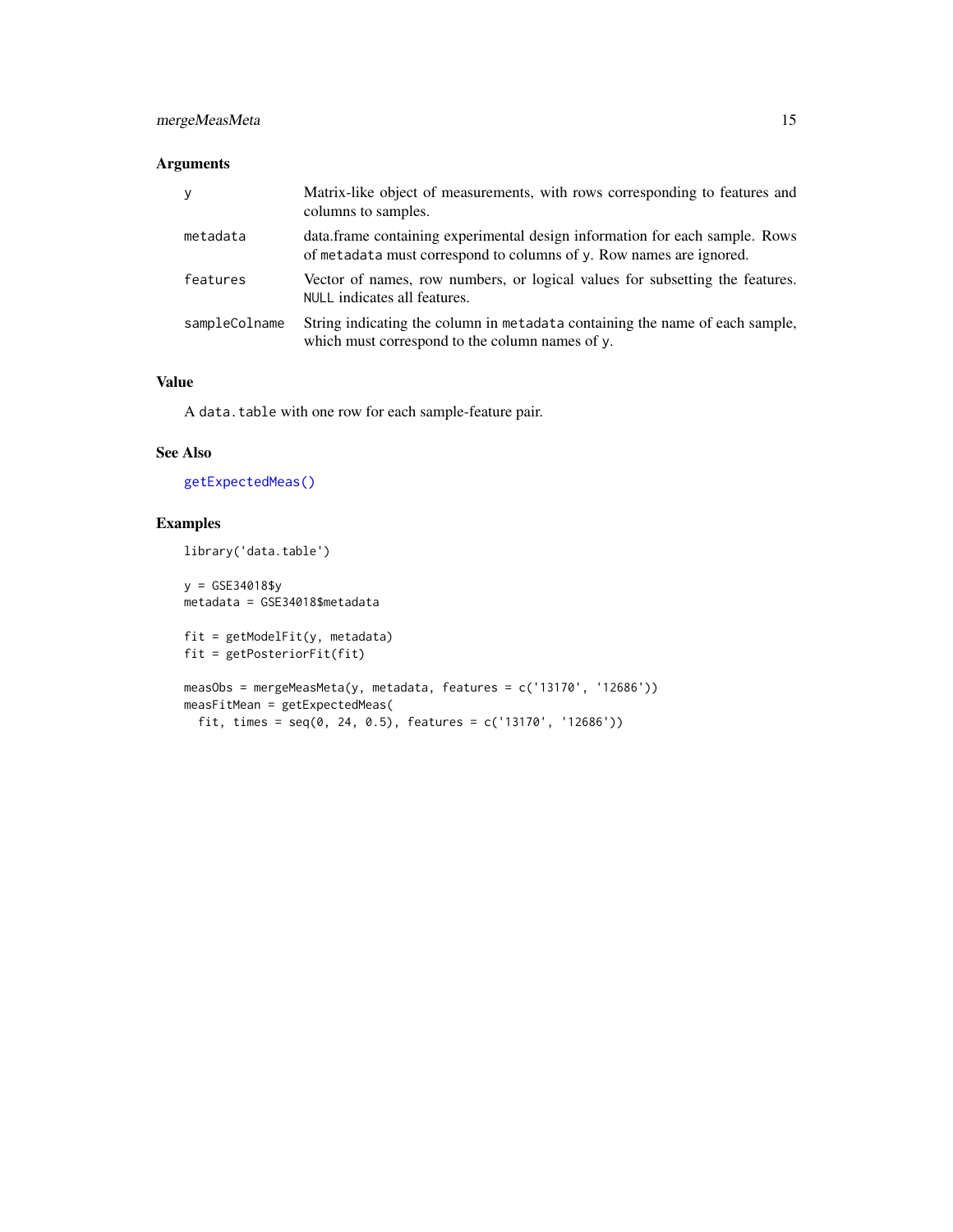## Arguments

| | |
|---|---|
| `y` | Matrix-like object of measurements, with rows corresponding to features and columns to samples. |
| `metadata` | data.frame containing experimental design information for each sample. Rows of `metadata` must correspond to columns of `y`. Row names are ignored. |
| `features` | Vector of names, row numbers, or logical values for subsetting the features. `NULL` indicates all features. |
| `sampleColname` | String indicating the column in `metadata` containing the name of each sample, which must correspond to the column names of `y`. |

## Value

A `data.table` with one row for each sample-feature pair.

## See Also

`getExpectedMeas()`

## Examples

```
library('data.table')

y = GSE34018$y
metadata = GSE34018$metadata

fit = getModelFit(y, metadata)
fit = getPosteriorFit(fit)

measObs = mergeMeasMeta(y, metadata, features = c('13170', '12686'))
measFitMean = getExpectedMeas(
  fit, times = seq(0, 24, 0.5), features = c('13170', '12686'))
```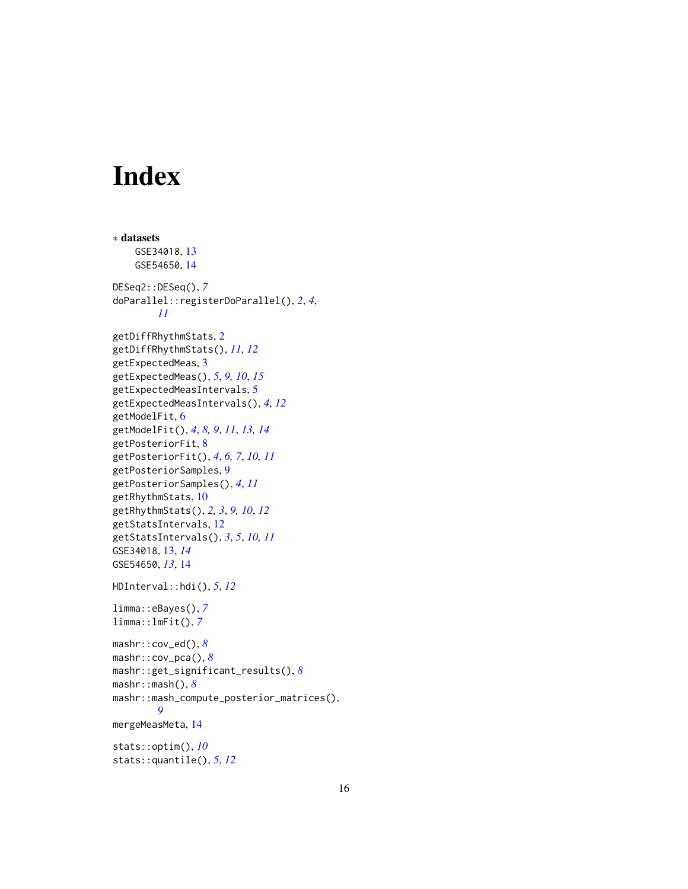# Index

∗ **datasets**

GSE34018, 13
GSE54650, 14

DESeq2::DESeq(), *7*
doParallel::registerDoParallel(), *2*, *4*, *11*

getDiffRhythmStats, 2
getDiffRhythmStats(), *11, 12*
getExpectedMeas, 3
getExpectedMeas(), *5*, *9, 10*, *15*
getExpectedMeasIntervals, 5
getExpectedMeasIntervals(), *4*, *12*
getModelFit, 6
getModelFit(), *4*, *8, 9*, *11*, *13, 14*
getPosteriorFit, 8
getPosteriorFit(), *4*, *6, 7*, *10, 11*
getPosteriorSamples, 9
getPosteriorSamples(), *4*, *11*
getRhythmStats, 10
getRhythmStats(), *2, 3*, *9, 10*, *12*
getStatsIntervals, 12
getStatsIntervals(), *3*, *5*, *10, 11*
GSE34018, 13, *14*
GSE54650, *13*, 14

HDInterval::hdi(), *5*, *12*

limma::eBayes(), *7*
limma::lmFit(), *7*

mashr::cov_ed(), *8*
mashr::cov_pca(), *8*
mashr::get_significant_results(), *8*
mashr::mash(), *8*
mashr::mash_compute_posterior_matrices(), *9*
mergeMeasMeta, 14

stats::optim(), *10*
stats::quantile(), *5*, *12*